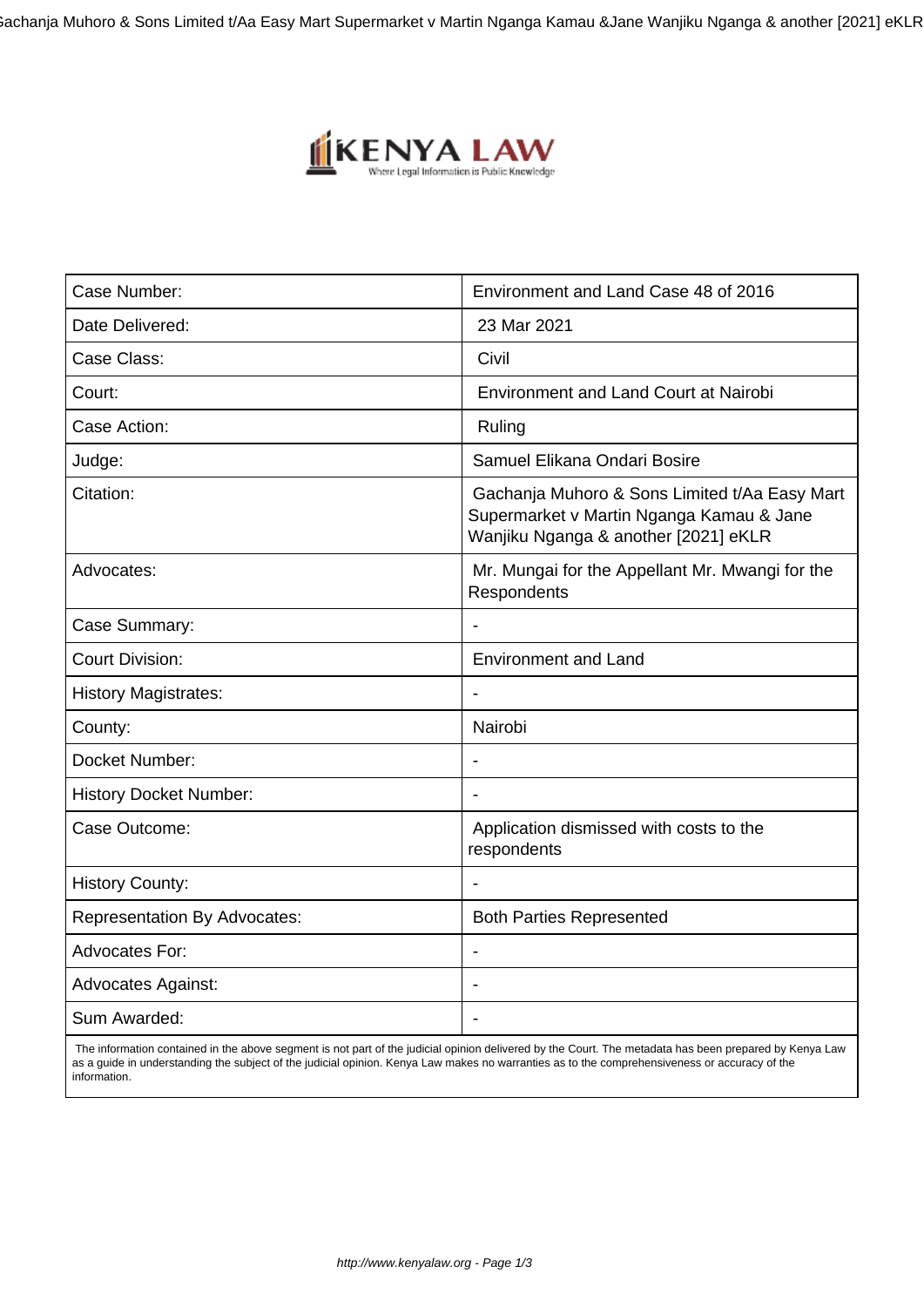| Case Number: | Environment and Land Case 48 of 2016 |
|---|---|
| Date Delivered: | 23 Mar 2021 |
| Case Class: | Civil |
| Court: | Environment and Land Court at Nairobi |
| Case Action: | Ruling |
| Judge: | Samuel Elikana Ondari Bosire |
| Citation: | Gachanja Muhoro & Sons Limited t/Aa Easy Mart Supermarket v Martin Nganga Kamau & Jane Wanjiku Nganga & another [2021] eKLR |
| Advocates: | Mr. Mungai for the Appellant Mr. Mwangi for the Respondents |
| Case Summary: | - |
| Court Division: | Environment and Land |
| History Magistrates: | - |
| County: | Nairobi |
| Docket Number: | - |
| History Docket Number: | - |
| Case Outcome: | Application dismissed with costs to the respondents |
| History County: | - |
| Representation By Advocates: | Both Parties Represented |
| Advocates For: | - |
| Advocates Against: | - |
| Sum Awarded: | - |

The information contained in the above segment is not part of the judicial opinion delivered by the Court. The metadata has been prepared by Kenya Law as a guide in understanding the subject of the judicial opinion. Kenya Law makes no warranties as to the comprehensiveness or accuracy of the information.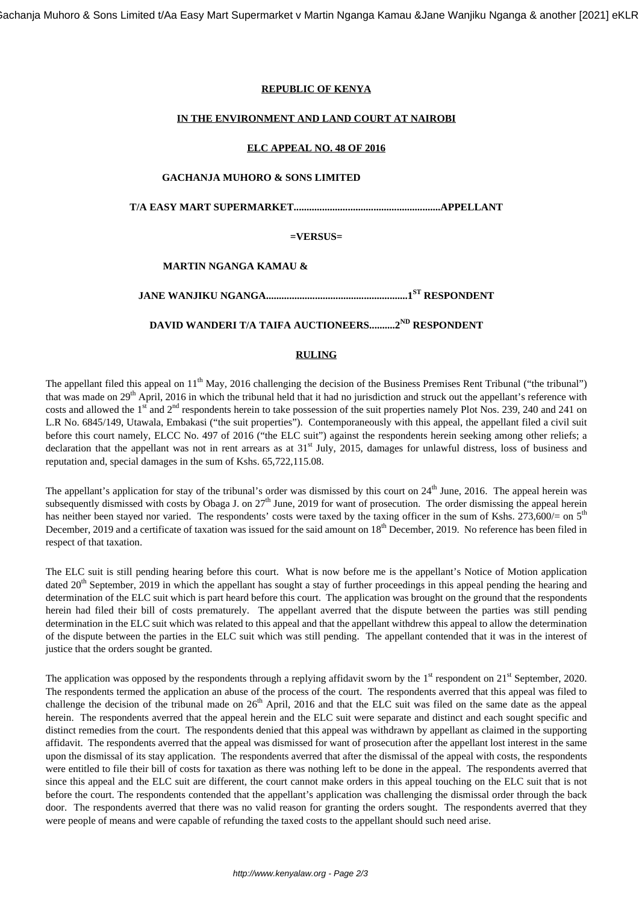**REPUBLIC OF KENYA**

**IN THE ENVIRONMENT AND LAND COURT AT NAIROBI**

**ELC APPEAL NO. 48 OF 2016**

**GACHANJA MUHORO & SONS LIMITED**

**T/A EASY MART SUPERMARKET.........................................................APPELLANT**

**=VERSUS=**

**MARTIN NGANGA KAMAU &**

**JANE WANJIKU NGANGA.......................................................1ST RESPONDENT**

**DAVID WANDERI T/A TAIFA AUCTIONEERS..........2ND RESPONDENT**

**RULING**

The appellant filed this appeal on 11th May, 2016 challenging the decision of the Business Premises Rent Tribunal ("the tribunal") that was made on 29th April, 2016 in which the tribunal held that it had no jurisdiction and struck out the appellant's reference with costs and allowed the 1st and 2nd respondents herein to take possession of the suit properties namely Plot Nos. 239, 240 and 241 on L.R No. 6845/149, Utawala, Embakasi ("the suit properties"). Contemporaneously with this appeal, the appellant filed a civil suit before this court namely, ELCC No. 497 of 2016 ("the ELC suit") against the respondents herein seeking among other reliefs; a declaration that the appellant was not in rent arrears as at 31st July, 2015, damages for unlawful distress, loss of business and reputation and, special damages in the sum of Kshs. 65,722,115.08.

The appellant's application for stay of the tribunal's order was dismissed by this court on 24th June, 2016. The appeal herein was subsequently dismissed with costs by Obaga J. on 27th June, 2019 for want of prosecution. The order dismissing the appeal herein has neither been stayed nor varied. The respondents' costs were taxed by the taxing officer in the sum of Kshs. 273,600/= on 5th December, 2019 and a certificate of taxation was issued for the said amount on 18th December, 2019. No reference has been filed in respect of that taxation.

The ELC suit is still pending hearing before this court. What is now before me is the appellant's Notice of Motion application dated 20th September, 2019 in which the appellant has sought a stay of further proceedings in this appeal pending the hearing and determination of the ELC suit which is part heard before this court. The application was brought on the ground that the respondents herein had filed their bill of costs prematurely. The appellant averred that the dispute between the parties was still pending determination in the ELC suit which was related to this appeal and that the appellant withdrew this appeal to allow the determination of the dispute between the parties in the ELC suit which was still pending. The appellant contended that it was in the interest of justice that the orders sought be granted.

The application was opposed by the respondents through a replying affidavit sworn by the 1st respondent on 21st September, 2020. The respondents termed the application an abuse of the process of the court. The respondents averred that this appeal was filed to challenge the decision of the tribunal made on 26th April, 2016 and that the ELC suit was filed on the same date as the appeal herein. The respondents averred that the appeal herein and the ELC suit were separate and distinct and each sought specific and distinct remedies from the court. The respondents denied that this appeal was withdrawn by appellant as claimed in the supporting affidavit. The respondents averred that the appeal was dismissed for want of prosecution after the appellant lost interest in the same upon the dismissal of its stay application. The respondents averred that after the dismissal of the appeal with costs, the respondents were entitled to file their bill of costs for taxation as there was nothing left to be done in the appeal. The respondents averred that since this appeal and the ELC suit are different, the court cannot make orders in this appeal touching on the ELC suit that is not before the court. The respondents contended that the appellant's application was challenging the dismissal order through the back door. The respondents averred that there was no valid reason for granting the orders sought. The respondents averred that they were people of means and were capable of refunding the taxed costs to the appellant should such need arise.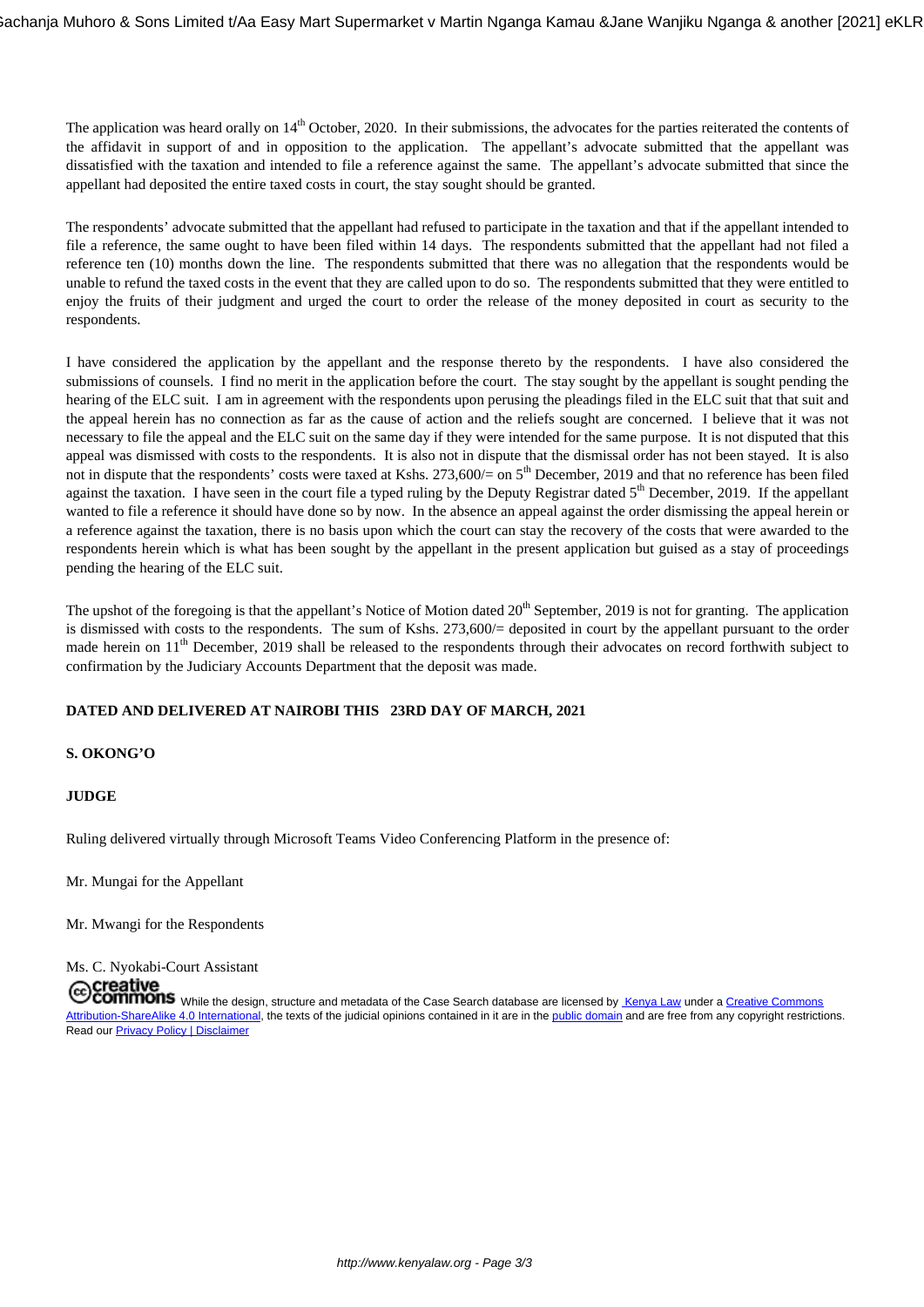The application was heard orally on 14th October, 2020. In their submissions, the advocates for the parties reiterated the contents of the affidavit in support of and in opposition to the application. The appellant's advocate submitted that the appellant was dissatisfied with the taxation and intended to file a reference against the same. The appellant's advocate submitted that since the appellant had deposited the entire taxed costs in court, the stay sought should be granted.

The respondents' advocate submitted that the appellant had refused to participate in the taxation and that if the appellant intended to file a reference, the same ought to have been filed within 14 days. The respondents submitted that the appellant had not filed a reference ten (10) months down the line. The respondents submitted that there was no allegation that the respondents would be unable to refund the taxed costs in the event that they are called upon to do so. The respondents submitted that they were entitled to enjoy the fruits of their judgment and urged the court to order the release of the money deposited in court as security to the respondents.

I have considered the application by the appellant and the response thereto by the respondents. I have also considered the submissions of counsels. I find no merit in the application before the court. The stay sought by the appellant is sought pending the hearing of the ELC suit. I am in agreement with the respondents upon perusing the pleadings filed in the ELC suit that that suit and the appeal herein has no connection as far as the cause of action and the reliefs sought are concerned. I believe that it was not necessary to file the appeal and the ELC suit on the same day if they were intended for the same purpose. It is not disputed that this appeal was dismissed with costs to the respondents. It is also not in dispute that the dismissal order has not been stayed. It is also not in dispute that the respondents' costs were taxed at Kshs. 273,600/= on 5th December, 2019 and that no reference has been filed against the taxation. I have seen in the court file a typed ruling by the Deputy Registrar dated 5th December, 2019. If the appellant wanted to file a reference it should have done so by now. In the absence an appeal against the order dismissing the appeal herein or a reference against the taxation, there is no basis upon which the court can stay the recovery of the costs that were awarded to the respondents herein which is what has been sought by the appellant in the present application but guised as a stay of proceedings pending the hearing of the ELC suit.

The upshot of the foregoing is that the appellant's Notice of Motion dated 20th September, 2019 is not for granting. The application is dismissed with costs to the respondents. The sum of Kshs. 273,600/= deposited in court by the appellant pursuant to the order made herein on 11th December, 2019 shall be released to the respondents through their advocates on record forthwith subject to confirmation by the Judiciary Accounts Department that the deposit was made.

**DATED AND DELIVERED AT NAIROBI THIS 23RD DAY OF MARCH, 2021**

**S. OKONG'O**

**JUDGE**

Ruling delivered virtually through Microsoft Teams Video Conferencing Platform in the presence of:

Mr. Mungai for the Appellant

Mr. Mwangi for the Respondents

Ms. C. Nyokabi-Court Assistant

While the design, structure and metadata of the Case Search database are licensed by Kenya Law under a Creative Commons Attribution-ShareAlike 4.0 International, the texts of the judicial opinions contained in it are in the public domain and are free from any copyright restrictions. Read our Privacy Policy | Disclaimer